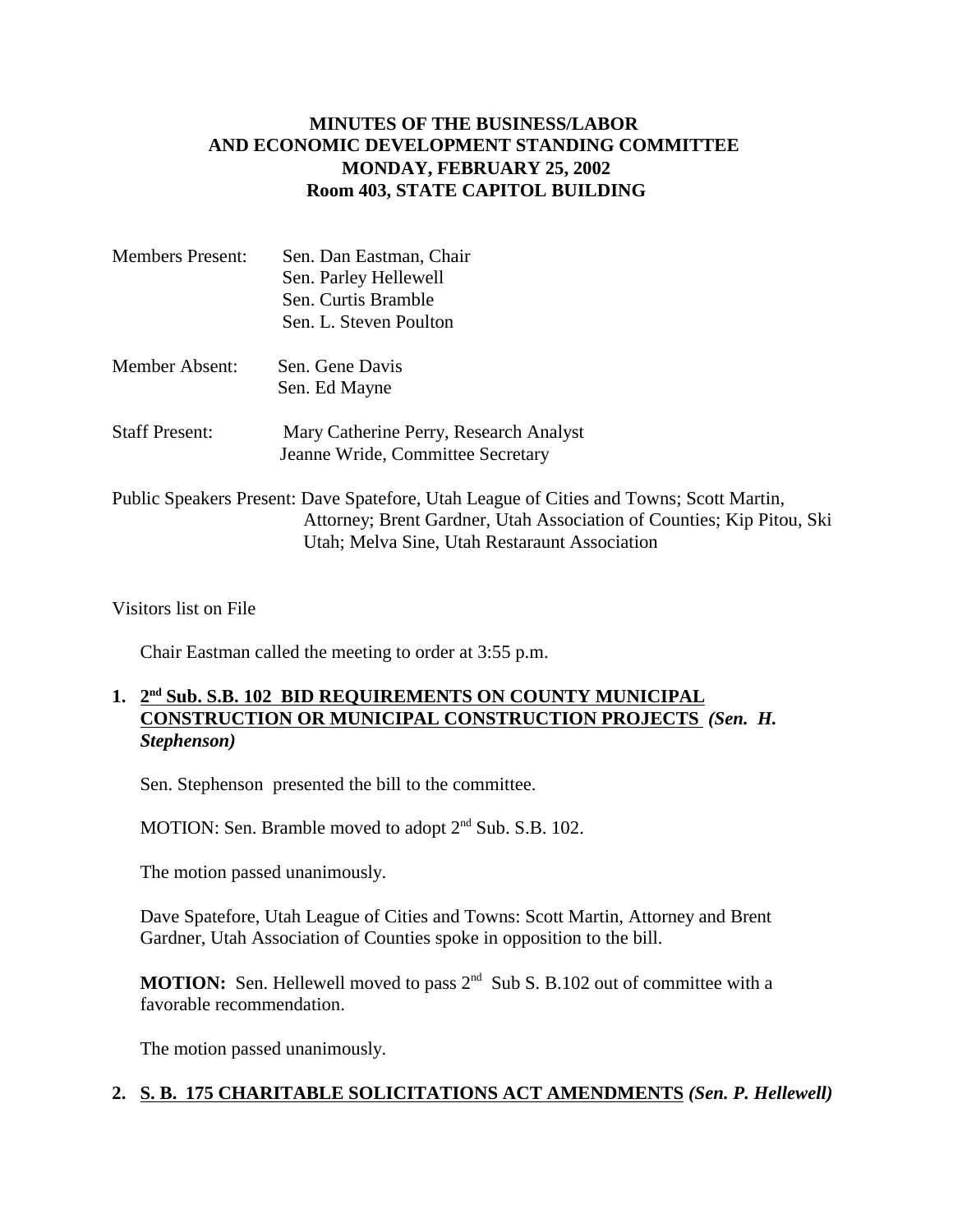# MINUTES OF THE BUSINESS/LABOR AND ECONOMIC DEVELOPMENT STANDING COMMITTEE
## MONDAY, FEBRUARY 25, 2002
## Room 403, STATE CAPITOL BUILDING

Members Present: Sen. Dan Eastman, Chair
Sen. Parley Hellewell
Sen. Curtis Bramble
Sen. L. Steven Poulton

Member Absent: Sen. Gene Davis
Sen. Ed Mayne

Staff Present: Mary Catherine Perry, Research Analyst
Jeanne Wride, Committee Secretary

Public Speakers Present: Dave Spatefore, Utah League of Cities and Towns; Scott Martin, Attorney; Brent Gardner, Utah Association of Counties; Kip Pitou, Ski Utah; Melva Sine, Utah Restaraunt Association

Visitors list on File

Chair Eastman called the meeting to order at 3:55 p.m.

**1. 2nd Sub. S.B. 102 BID REQUIREMENTS ON COUNTY MUNICIPAL CONSTRUCTION OR MUNICIPAL CONSTRUCTION PROJECTS *(Sen. H. Stephenson)***

Sen. Stephenson presented the bill to the committee.

MOTION: Sen. Bramble moved to adopt 2nd Sub. S.B. 102.

The motion passed unanimously.

Dave Spatefore, Utah League of Cities and Towns: Scott Martin, Attorney and Brent Gardner, Utah Association of Counties spoke in opposition to the bill.

**MOTION:** Sen. Hellewell moved to pass 2nd Sub S. B.102 out of committee with a favorable recommendation.

The motion passed unanimously.

**2. S. B. 175 CHARITABLE SOLICITATIONS ACT AMENDMENTS *(Sen. P. Hellewell)***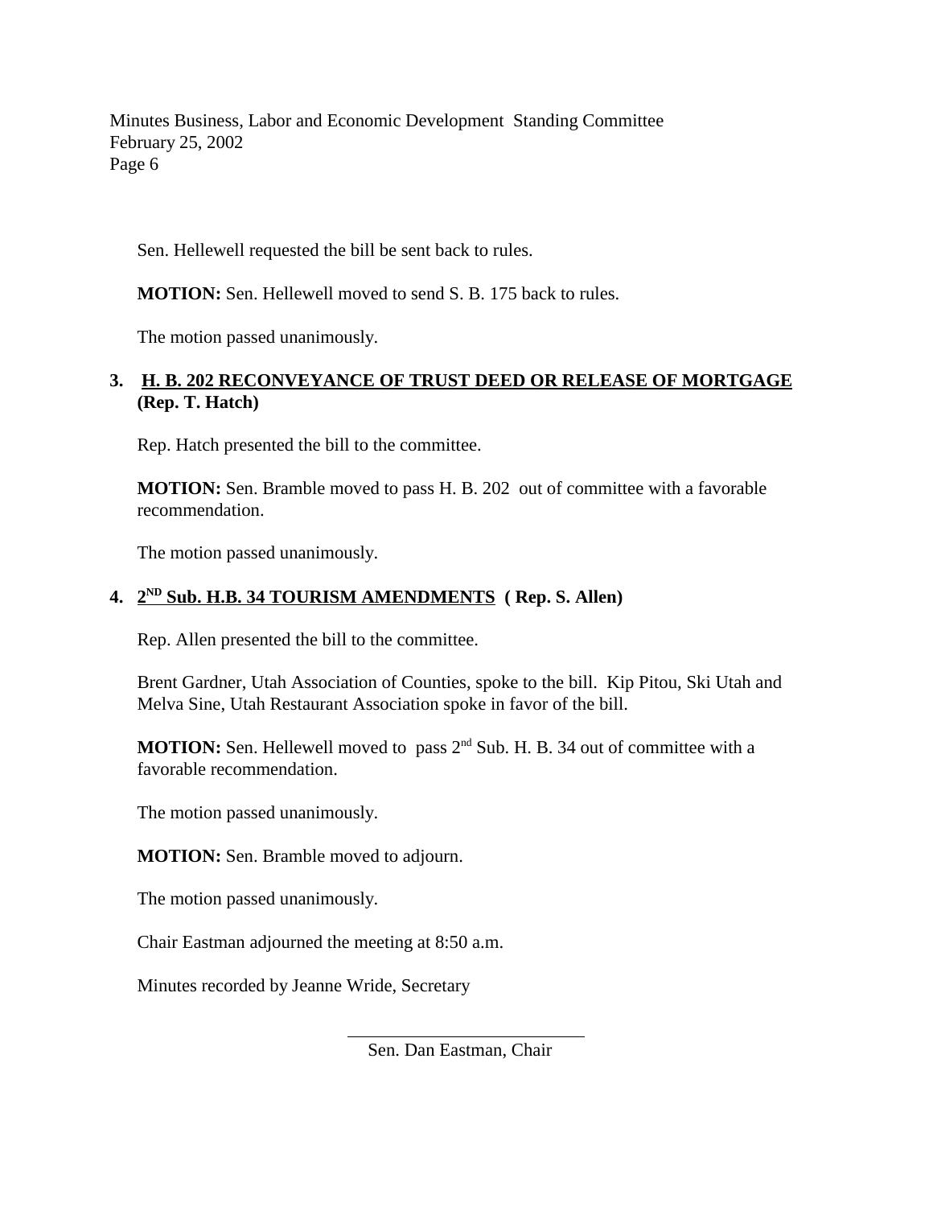Sen. Hellewell requested the bill be sent back to rules.

**MOTION:** Sen. Hellewell moved to send S. B. 175 back to rules.

The motion passed unanimously.

**3. H. B. 202 RECONVEYANCE OF TRUST DEED OR RELEASE OF MORTGAGE (Rep. T. Hatch)**

Rep. Hatch presented the bill to the committee.

**MOTION:** Sen. Bramble moved to pass H. B. 202 out of committee with a favorable recommendation.

The motion passed unanimously.

**4. 2ND Sub. H.B. 34 TOURISM AMENDMENTS ( Rep. S. Allen)**

Rep. Allen presented the bill to the committee.

Brent Gardner, Utah Association of Counties, spoke to the bill. Kip Pitou, Ski Utah and Melva Sine, Utah Restaurant Association spoke in favor of the bill.

**MOTION:** Sen. Hellewell moved to pass 2nd Sub. H. B. 34 out of committee with a favorable recommendation.

The motion passed unanimously.

**MOTION:** Sen. Bramble moved to adjourn.

The motion passed unanimously.

Chair Eastman adjourned the meeting at 8:50 a.m.

Minutes recorded by Jeanne Wride, Secretary

\_\_\_\_\_\_\_\_\_\_\_\_\_\_\_\_\_\_\_\_\_\_\_\_\_\_\_\_

Sen. Dan Eastman, Chair